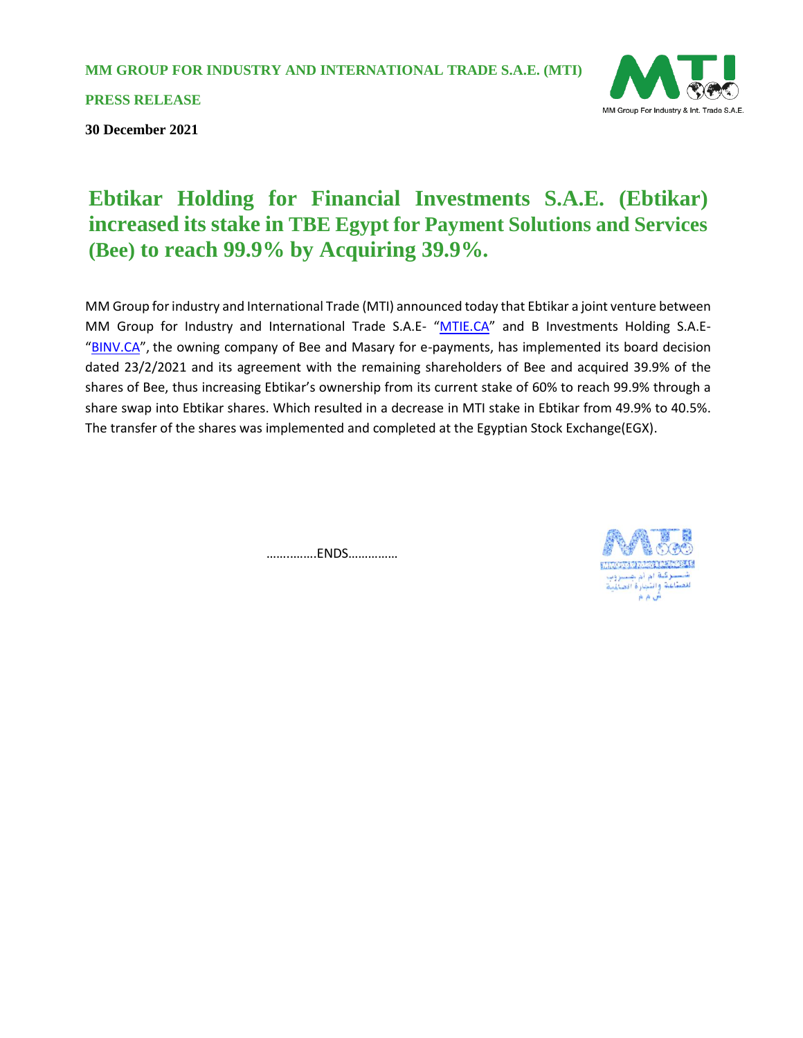**MM GROUP FOR INDUSTRY AND INTERNATIONAL TRADE S.A.E. (MTI)**

**PRESS RELEASE**

**30 December 2021**

# Ebtikar Holding for Financial Investments S.A.E. (Ebtikar) increased its stake in TBE Egypt for Payment Solutions and Services (Bee) to reach 99.9% by Acquiring 39.9%.

MM Group for industry and International Trade (MTI) announced today that Ebtikar a joint venture between MM Group for Industry and International Trade S.A.E- "MTIE.CA" and B Investments Holding S.A.E- "BINV.CA", the owning company of Bee and Masary for e-payments, has implemented its board decision dated 23/2/2021 and its agreement with the remaining shareholders of Bee and acquired 39.9% of the shares of Bee, thus increasing Ebtikar's ownership from its current stake of 60% to reach 99.9% through a share swap into Ebtikar shares. Which resulted in a decrease in MTI stake in Ebtikar from 49.9% to 40.5%. The transfer of the shares was implemented and completed at the Egyptian Stock Exchange(EGX).

……..…….ENDS……………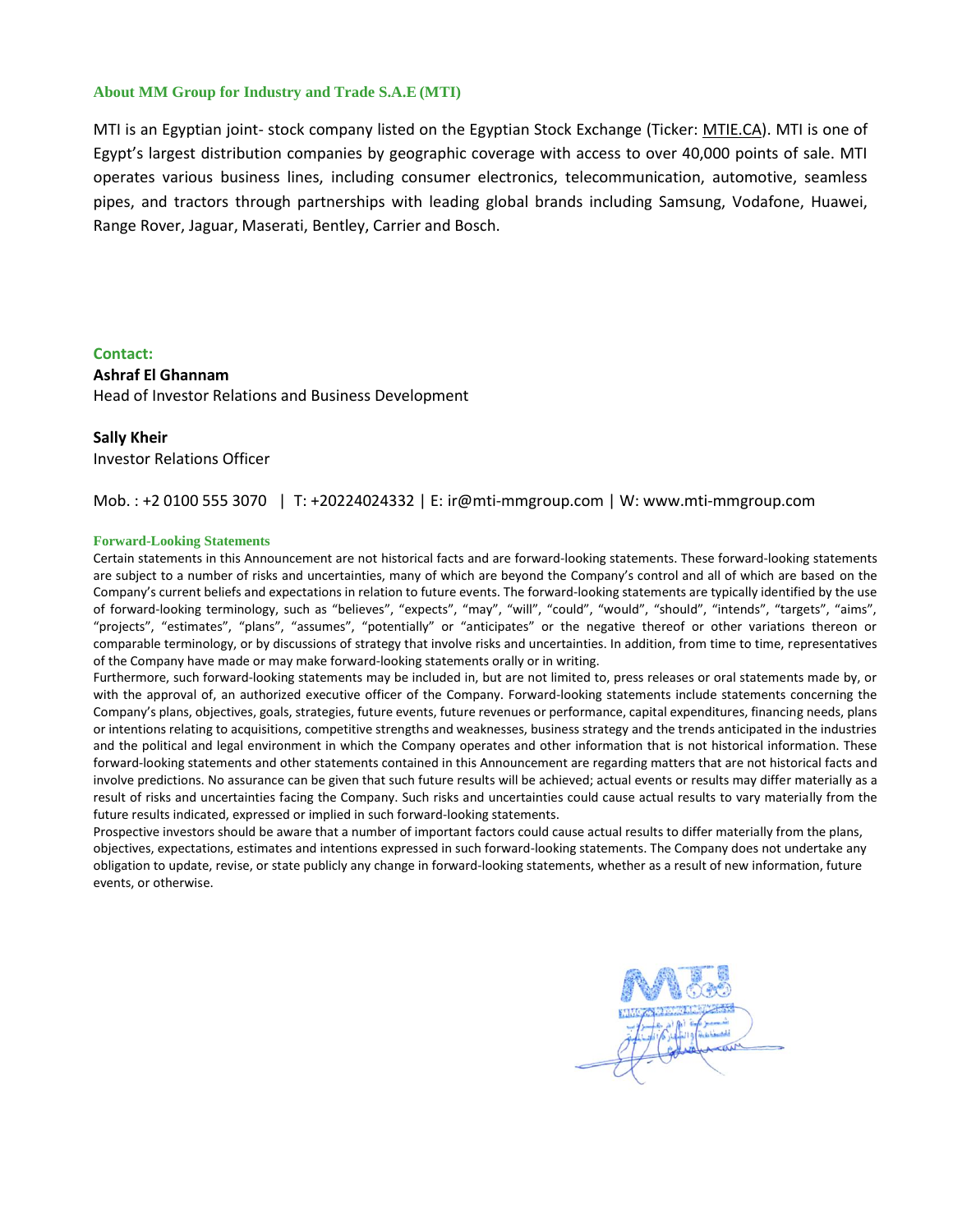## About MM Group for Industry and Trade S.A.E (MTI)

MTI is an Egyptian joint- stock company listed on the Egyptian Stock Exchange (Ticker: MTIE.CA). MTI is one of Egypt's largest distribution companies by geographic coverage with access to over 40,000 points of sale. MTI operates various business lines, including consumer electronics, telecommunication, automotive, seamless pipes, and tractors through partnerships with leading global brands including Samsung, Vodafone, Huawei, Range Rover, Jaguar, Maserati, Bentley, Carrier and Bosch.

## Contact:

**Ashraf El Ghannam**
Head of Investor Relations and Business Development

**Sally Kheir**
Investor Relations Officer

Mob. : +2 0100 555 3070 | T: +20224024332 | E: ir@mti-mmgroup.com | W: www.mti-mmgroup.com

### Forward-Looking Statements

Certain statements in this Announcement are not historical facts and are forward-looking statements. These forward-looking statements are subject to a number of risks and uncertainties, many of which are beyond the Company's control and all of which are based on the Company's current beliefs and expectations in relation to future events. The forward-looking statements are typically identified by the use of forward-looking terminology, such as "believes", "expects", "may", "will", "could", "would", "should", "intends", "targets", "aims", "projects", "estimates", "plans", "assumes", "potentially" or "anticipates" or the negative thereof or other variations thereon or comparable terminology, or by discussions of strategy that involve risks and uncertainties. In addition, from time to time, representatives of the Company have made or may make forward-looking statements orally or in writing.

Furthermore, such forward-looking statements may be included in, but are not limited to, press releases or oral statements made by, or with the approval of, an authorized executive officer of the Company. Forward-looking statements include statements concerning the Company's plans, objectives, goals, strategies, future events, future revenues or performance, capital expenditures, financing needs, plans or intentions relating to acquisitions, competitive strengths and weaknesses, business strategy and the trends anticipated in the industries and the political and legal environment in which the Company operates and other information that is not historical information. These forward-looking statements and other statements contained in this Announcement are regarding matters that are not historical facts and involve predictions. No assurance can be given that such future results will be achieved; actual events or results may differ materially as a result of risks and uncertainties facing the Company. Such risks and uncertainties could cause actual results to vary materially from the future results indicated, expressed or implied in such forward-looking statements.

Prospective investors should be aware that a number of important factors could cause actual results to differ materially from the plans, objectives, expectations, estimates and intentions expressed in such forward-looking statements. The Company does not undertake any obligation to update, revise, or state publicly any change in forward-looking statements, whether as a result of new information, future events, or otherwise.